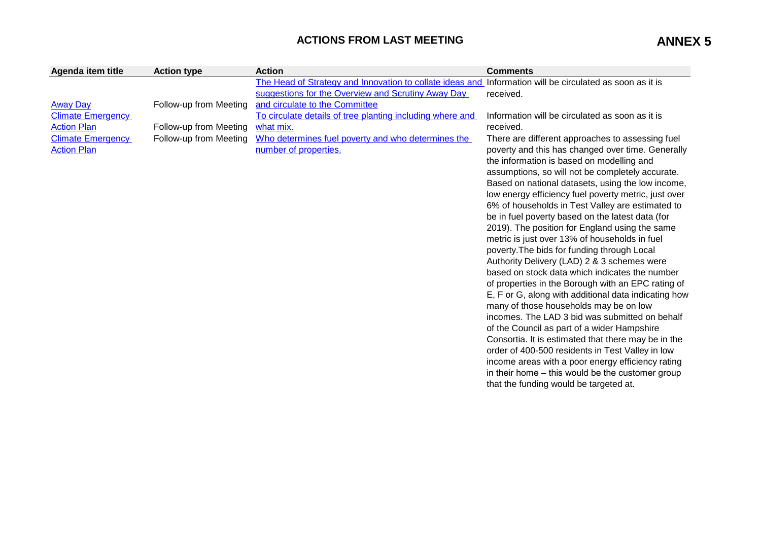# ACTIONS FROM LAST MEETING

**ANNEX 5**

| Agenda item title | Action type | Action | Comments |
|---|---|---|---|
| Away Day | Follow-up from Meeting | The Head of Strategy and Innovation to collate ideas and suggestions for the Overview and Scrutiny Away Day and circulate to the Committee | Information will be circulated as soon as it is received. |
| Climate Emergency Action Plan | Follow-up from Meeting | To circulate details of tree planting including where and what mix. | Information will be circulated as soon as it is received. |
| Climate Emergency Action Plan | Follow-up from Meeting | Who determines fuel poverty and who determines the number of properties. | There are different approaches to assessing fuel poverty and this has changed over time. Generally the information is based on modelling and assumptions, so will not be completely accurate. Based on national datasets, using the low income, low energy efficiency fuel poverty metric, just over 6% of households in Test Valley are estimated to be in fuel poverty based on the latest data (for 2019). The position for England using the same metric is just over 13% of households in fuel poverty.The bids for funding through Local Authority Delivery (LAD) 2 & 3 schemes were based on stock data which indicates the number of properties in the Borough with an EPC rating of E, F or G, along with additional data indicating how many of those households may be on low incomes. The LAD 3 bid was submitted on behalf of the Council as part of a wider Hampshire Consortia. It is estimated that there may be in the order of 400-500 residents in Test Valley in low income areas with a poor energy efficiency rating in their home – this would be the customer group that the funding would be targeted at. |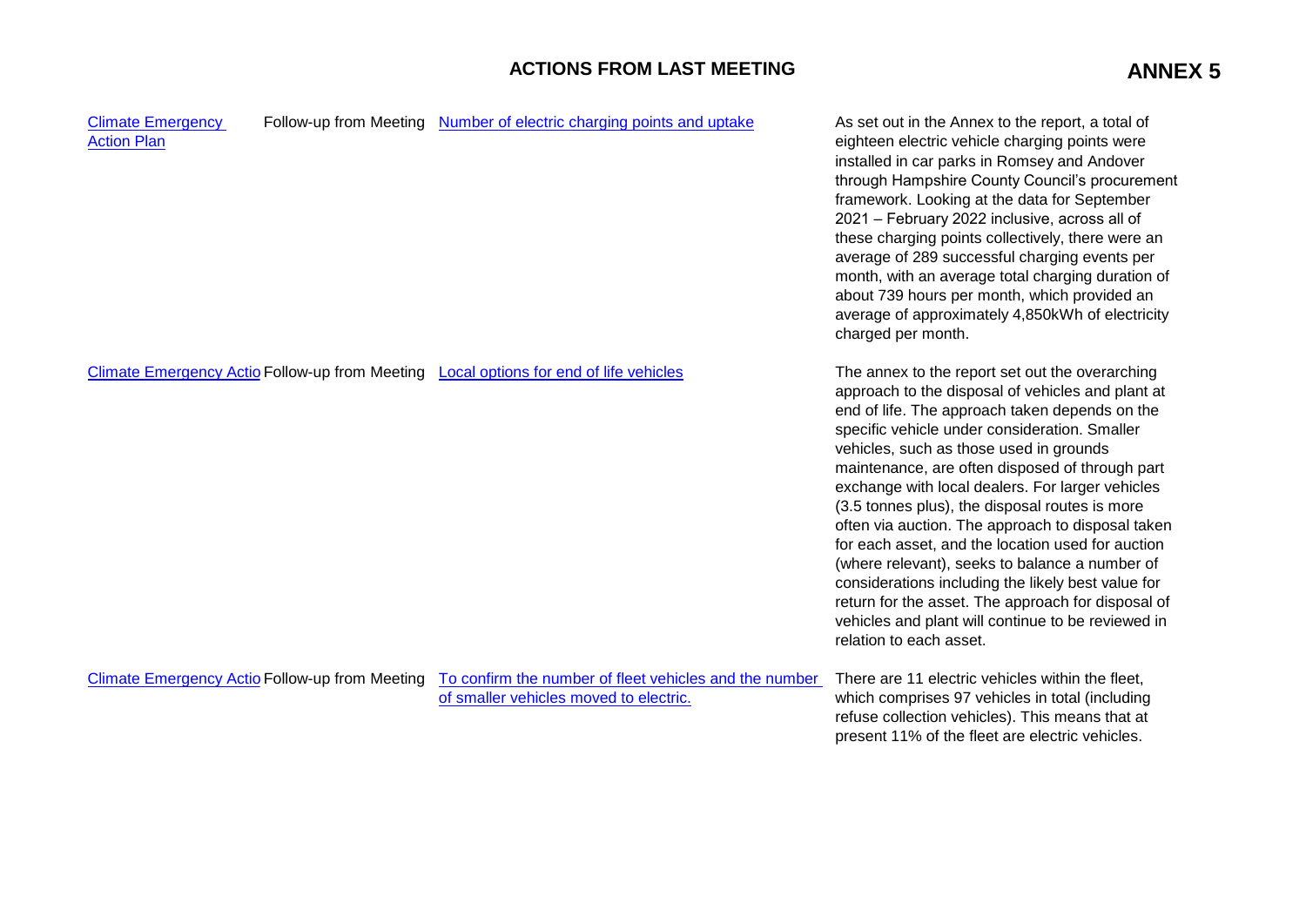# ACTIONS FROM LAST MEETING

**ANNEX 5**

| | | | |
|---|---|---|---|
| Climate Emergency Action Plan | Follow-up from Meeting | Number of electric charging points and uptake | As set out in the Annex to the report, a total of eighteen electric vehicle charging points were installed in car parks in Romsey and Andover through Hampshire County Council's procurement framework. Looking at the data for September 2021 – February 2022 inclusive, across all of these charging points collectively, there were an average of 289 successful charging events per month, with an average total charging duration of about 739 hours per month, which provided an average of approximately 4,850kWh of electricity charged per month. |
| Climate Emergency Actio | Follow-up from Meeting | Local options for end of life vehicles | The annex to the report set out the overarching approach to the disposal of vehicles and plant at end of life. The approach taken depends on the specific vehicle under consideration. Smaller vehicles, such as those used in grounds maintenance, are often disposed of through part exchange with local dealers. For larger vehicles (3.5 tonnes plus), the disposal routes is more often via auction. The approach to disposal taken for each asset, and the location used for auction (where relevant), seeks to balance a number of considerations including the likely best value for return for the asset. The approach for disposal of vehicles and plant will continue to be reviewed in relation to each asset. |
| Climate Emergency Actio | Follow-up from Meeting | To confirm the number of fleet vehicles and the number of smaller vehicles moved to electric. | There are 11 electric vehicles within the fleet, which comprises 97 vehicles in total (including refuse collection vehicles). This means that at present 11% of the fleet are electric vehicles. |